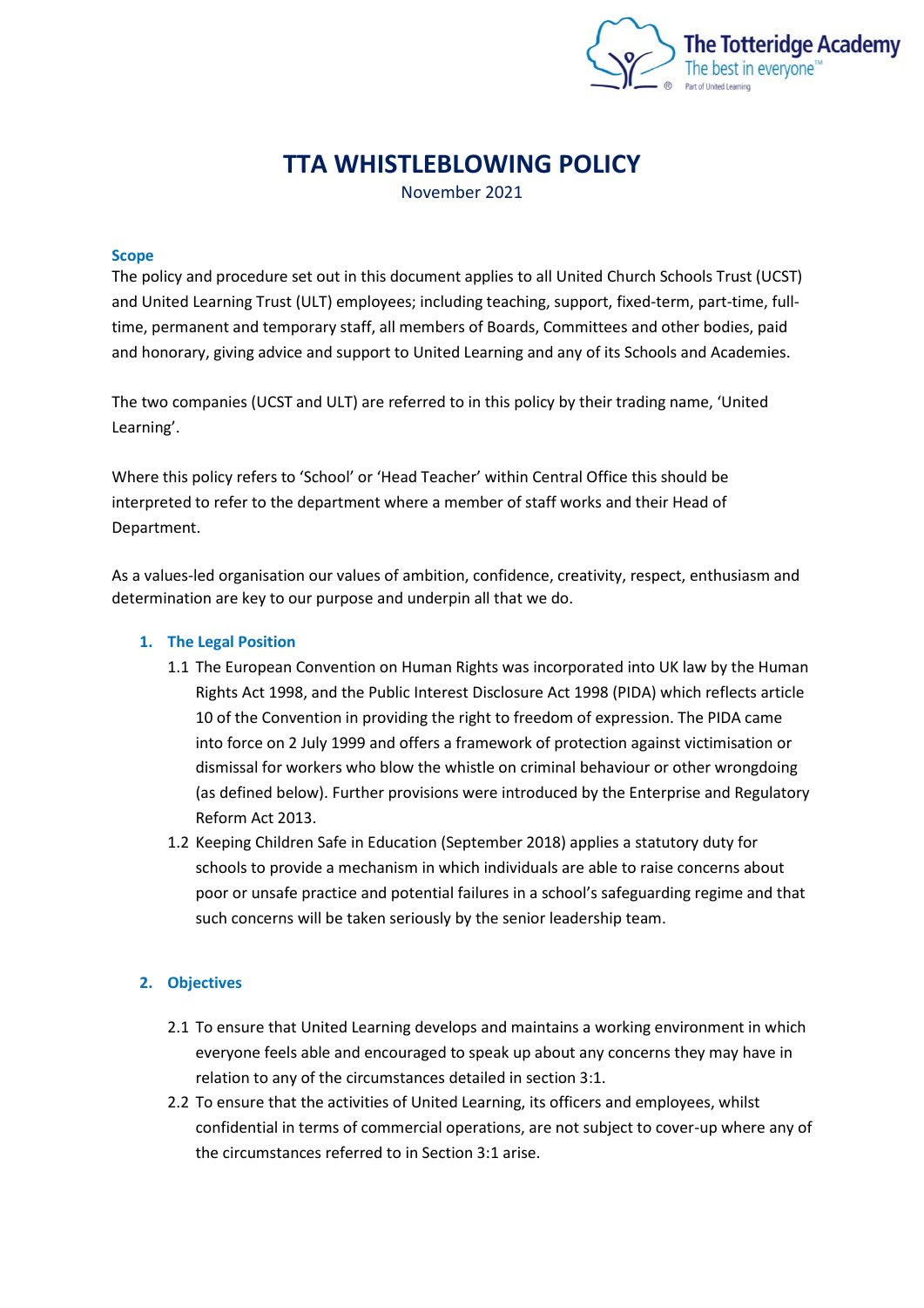# TTA WHISTLEBLOWING POLICY

November 2021

### Scope

The policy and procedure set out in this document applies to all United Church Schools Trust (UCST) and United Learning Trust (ULT) employees; including teaching, support, fixed-term, part-time, full-time, permanent and temporary staff, all members of Boards, Committees and other bodies, paid and honorary, giving advice and support to United Learning and any of its Schools and Academies.

The two companies (UCST and ULT) are referred to in this policy by their trading name, 'United Learning'.

Where this policy refers to 'School' or 'Head Teacher' within Central Office this should be interpreted to refer to the department where a member of staff works and their Head of Department.

As a values-led organisation our values of ambition, confidence, creativity, respect, enthusiasm and determination are key to our purpose and underpin all that we do.

### 1. The Legal Position

1.1 The European Convention on Human Rights was incorporated into UK law by the Human Rights Act 1998, and the Public Interest Disclosure Act 1998 (PIDA) which reflects article 10 of the Convention in providing the right to freedom of expression. The PIDA came into force on 2 July 1999 and offers a framework of protection against victimisation or dismissal for workers who blow the whistle on criminal behaviour or other wrongdoing (as defined below). Further provisions were introduced by the Enterprise and Regulatory Reform Act 2013.

1.2 Keeping Children Safe in Education (September 2018) applies a statutory duty for schools to provide a mechanism in which individuals are able to raise concerns about poor or unsafe practice and potential failures in a school's safeguarding regime and that such concerns will be taken seriously by the senior leadership team.

### 2. Objectives

2.1 To ensure that United Learning develops and maintains a working environment in which everyone feels able and encouraged to speak up about any concerns they may have in relation to any of the circumstances detailed in section 3:1.

2.2 To ensure that the activities of United Learning, its officers and employees, whilst confidential in terms of commercial operations, are not subject to cover-up where any of the circumstances referred to in Section 3:1 arise.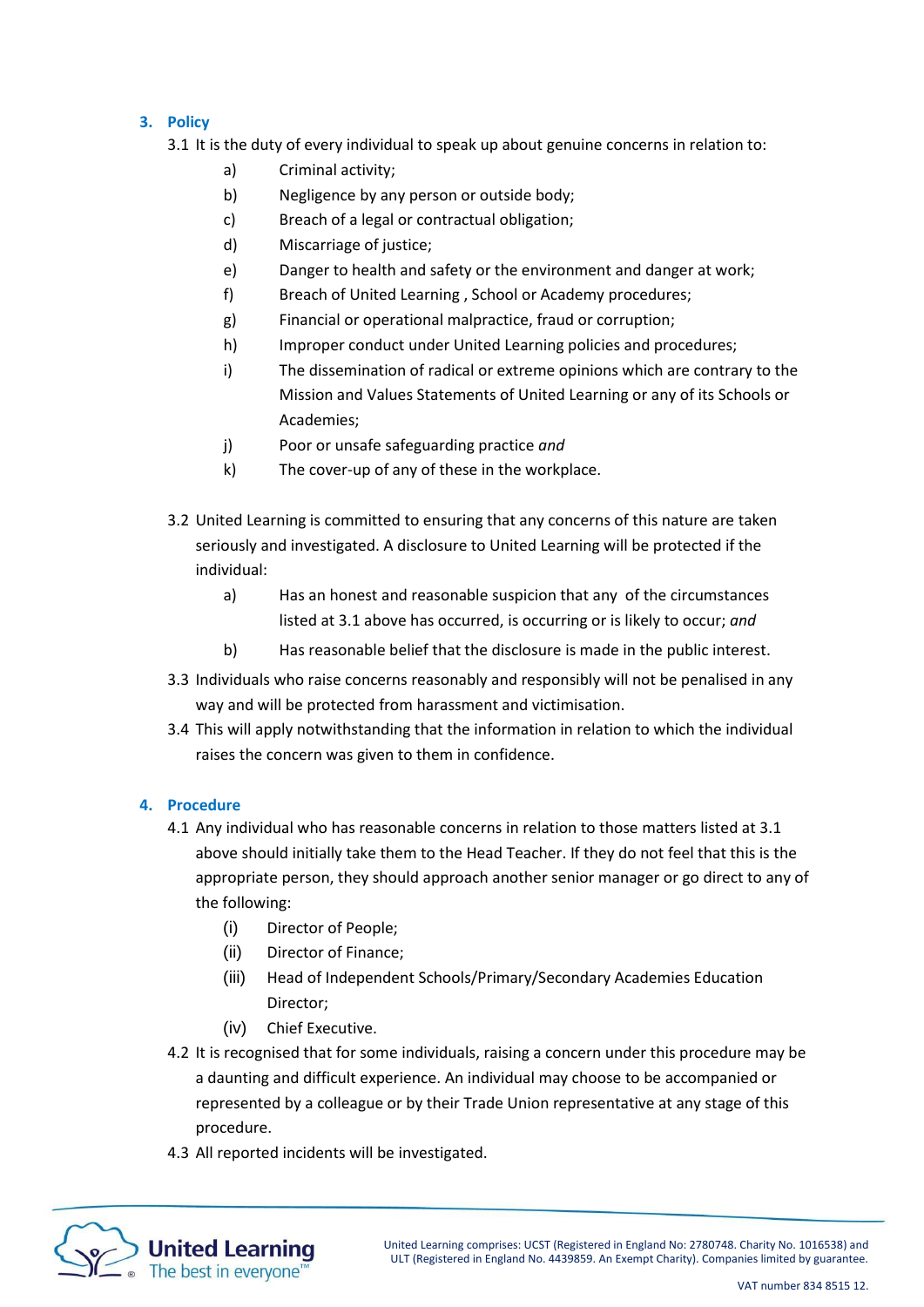## 3. Policy

3.1 It is the duty of every individual to speak up about genuine concerns in relation to:

- a) Criminal activity;
- b) Negligence by any person or outside body;
- c) Breach of a legal or contractual obligation;
- d) Miscarriage of justice;
- e) Danger to health and safety or the environment and danger at work;
- f) Breach of United Learning , School or Academy procedures;
- g) Financial or operational malpractice, fraud or corruption;
- h) Improper conduct under United Learning policies and procedures;
- i) The dissemination of radical or extreme opinions which are contrary to the Mission and Values Statements of United Learning or any of its Schools or Academies;
- j) Poor or unsafe safeguarding practice *and*
- k) The cover-up of any of these in the workplace.

3.2 United Learning is committed to ensuring that any concerns of this nature are taken seriously and investigated. A disclosure to United Learning will be protected if the individual:

- a) Has an honest and reasonable suspicion that any of the circumstances listed at 3.1 above has occurred, is occurring or is likely to occur; *and*
- b) Has reasonable belief that the disclosure is made in the public interest.

3.3 Individuals who raise concerns reasonably and responsibly will not be penalised in any way and will be protected from harassment and victimisation.

3.4 This will apply notwithstanding that the information in relation to which the individual raises the concern was given to them in confidence.

## 4. Procedure

4.1 Any individual who has reasonable concerns in relation to those matters listed at 3.1 above should initially take them to the Head Teacher. If they do not feel that this is the appropriate person, they should approach another senior manager or go direct to any of the following:

- (i) Director of People;
- (ii) Director of Finance;
- (iii) Head of Independent Schools/Primary/Secondary Academies Education Director;
- (iv) Chief Executive.

4.2 It is recognised that for some individuals, raising a concern under this procedure may be a daunting and difficult experience. An individual may choose to be accompanied or represented by a colleague or by their Trade Union representative at any stage of this procedure.

4.3 All reported incidents will be investigated.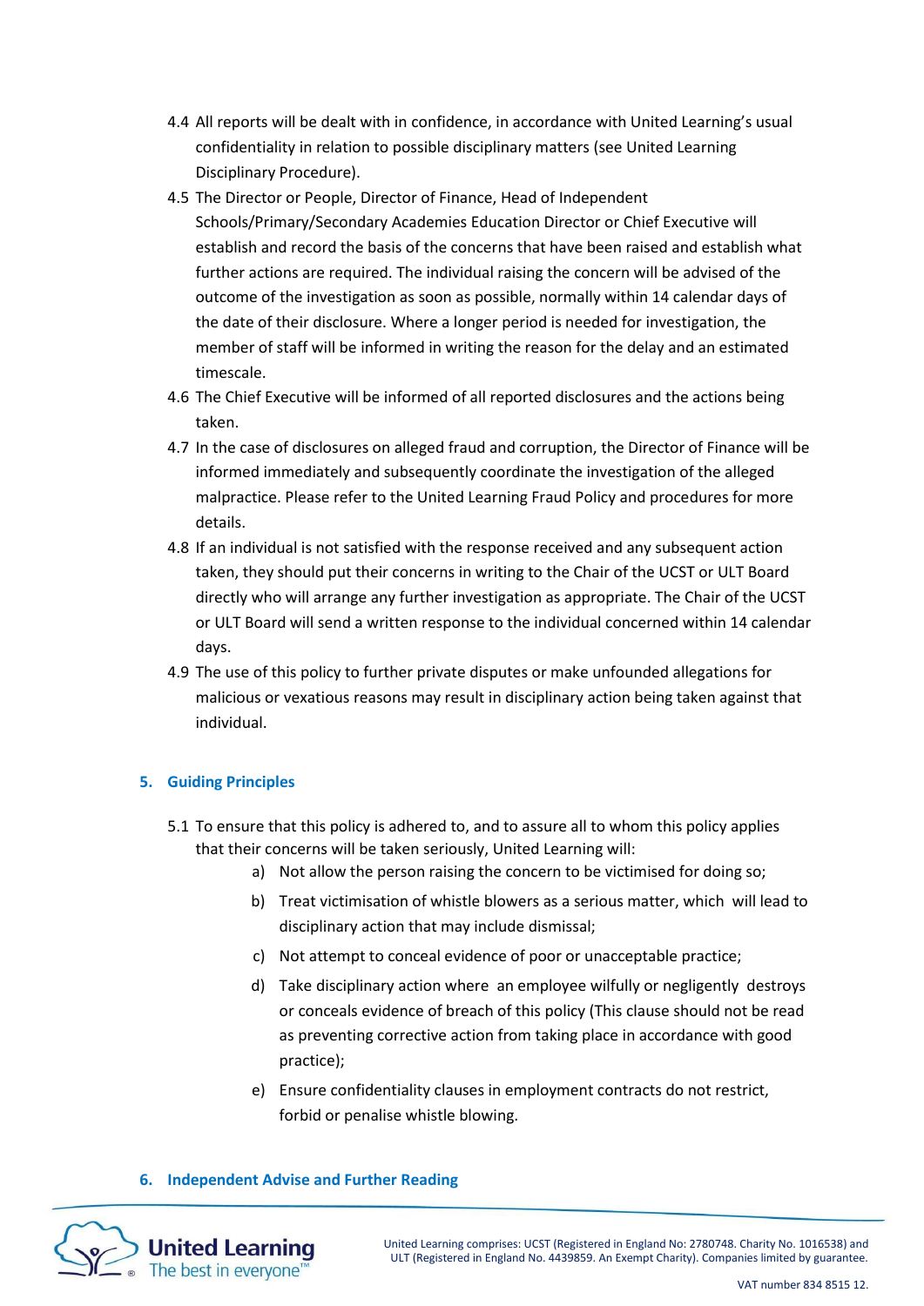4.4 All reports will be dealt with in confidence, in accordance with United Learning's usual confidentiality in relation to possible disciplinary matters (see United Learning Disciplinary Procedure).

4.5 The Director or People, Director of Finance, Head of Independent Schools/Primary/Secondary Academies Education Director or Chief Executive will establish and record the basis of the concerns that have been raised and establish what further actions are required. The individual raising the concern will be advised of the outcome of the investigation as soon as possible, normally within 14 calendar days of the date of their disclosure. Where a longer period is needed for investigation, the member of staff will be informed in writing the reason for the delay and an estimated timescale.

4.6 The Chief Executive will be informed of all reported disclosures and the actions being taken.

4.7 In the case of disclosures on alleged fraud and corruption, the Director of Finance will be informed immediately and subsequently coordinate the investigation of the alleged malpractice. Please refer to the United Learning Fraud Policy and procedures for more details.

4.8 If an individual is not satisfied with the response received and any subsequent action taken, they should put their concerns in writing to the Chair of the UCST or ULT Board directly who will arrange any further investigation as appropriate. The Chair of the UCST or ULT Board will send a written response to the individual concerned within 14 calendar days.

4.9 The use of this policy to further private disputes or make unfounded allegations for malicious or vexatious reasons may result in disciplinary action being taken against that individual.

## 5. Guiding Principles

5.1 To ensure that this policy is adhered to, and to assure all to whom this policy applies that their concerns will be taken seriously, United Learning will:

a) Not allow the person raising the concern to be victimised for doing so;

b) Treat victimisation of whistle blowers as a serious matter, which will lead to disciplinary action that may include dismissal;

c) Not attempt to conceal evidence of poor or unacceptable practice;

d) Take disciplinary action where an employee wilfully or negligently destroys or conceals evidence of breach of this policy (This clause should not be read as preventing corrective action from taking place in accordance with good practice);

e) Ensure confidentiality clauses in employment contracts do not restrict, forbid or penalise whistle blowing.

## 6. Independent Advise and Further Reading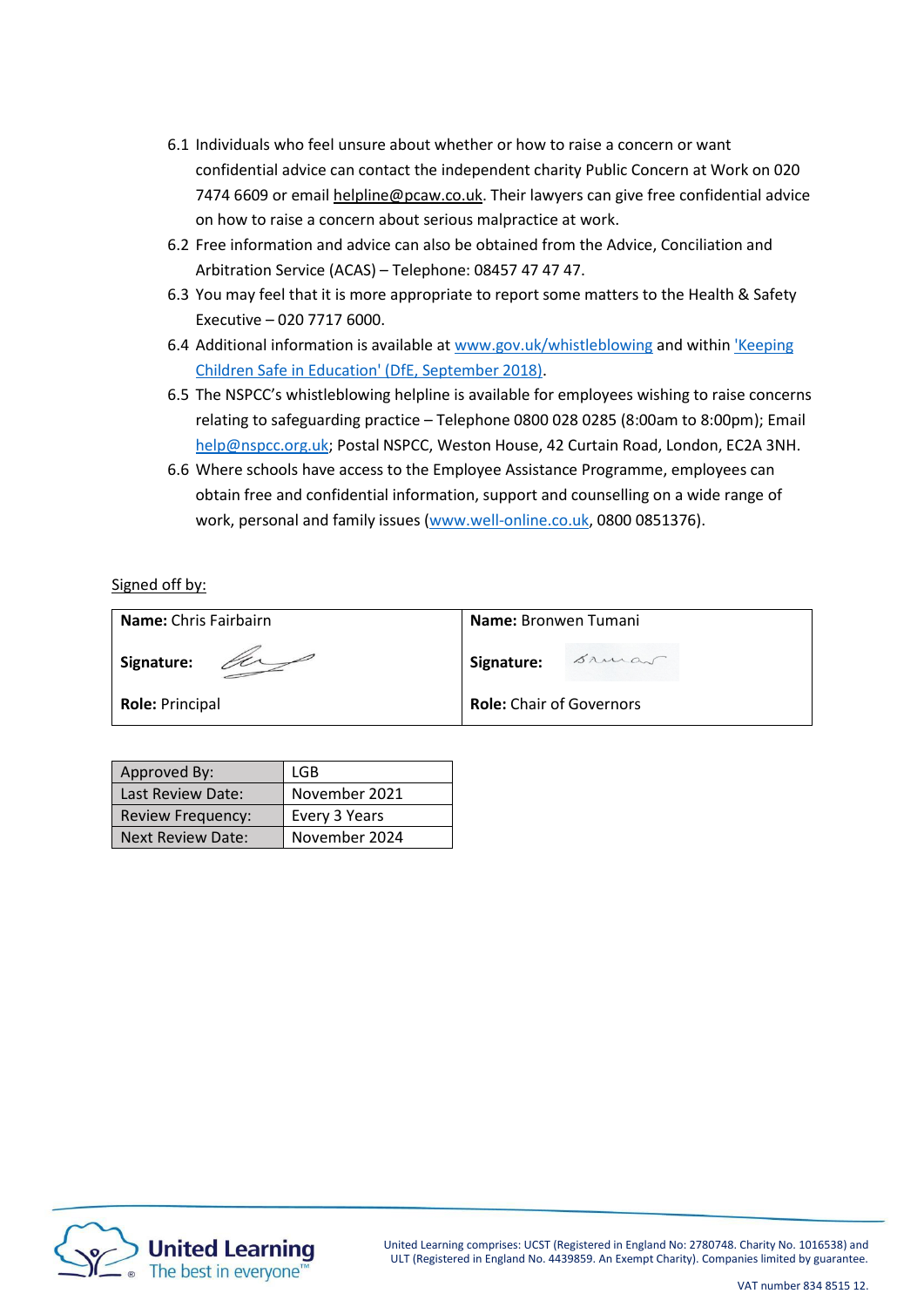6.1 Individuals who feel unsure about whether or how to raise a concern or want confidential advice can contact the independent charity Public Concern at Work on 020 7474 6609 or email helpline@pcaw.co.uk. Their lawyers can give free confidential advice on how to raise a concern about serious malpractice at work.

6.2 Free information and advice can also be obtained from the Advice, Conciliation and Arbitration Service (ACAS) – Telephone: 08457 47 47 47.

6.3 You may feel that it is more appropriate to report some matters to the Health & Safety Executive – 020 7717 6000.

6.4 Additional information is available at [www.gov.uk/whistleblowing](www.gov.uk/whistleblowing) and within ['Keeping Children Safe in Education' (DfE, September 2018)]().

6.5 The NSPCC's whistleblowing helpline is available for employees wishing to raise concerns relating to safeguarding practice – Telephone 0800 028 0285 (8:00am to 8:00pm); Email help@nspcc.org.uk; Postal NSPCC, Weston House, 42 Curtain Road, London, EC2A 3NH.

6.6 Where schools have access to the Employee Assistance Programme, employees can obtain free and confidential information, support and counselling on a wide range of work, personal and family issues ([www.well-online.co.uk](www.well-online.co.uk), 0800 0851376).

Signed off by:

| | |
|---|---|
| **Name:** Chris Fairbairn<br>**Signature:**<br>**Role:** Principal | **Name:** Bronwen Tumani<br>**Signature:**<br>**Role:** Chair of Governors |

| | |
|---|---|
| Approved By: | LGB |
| Last Review Date: | November 2021 |
| Review Frequency: | Every 3 Years |
| Next Review Date: | November 2024 |

United Learning comprises: UCST (Registered in England No: 2780748. Charity No. 1016538) and ULT (Registered in England No. 4439859. An Exempt Charity). Companies limited by guarantee.

VAT number 834 8515 12.